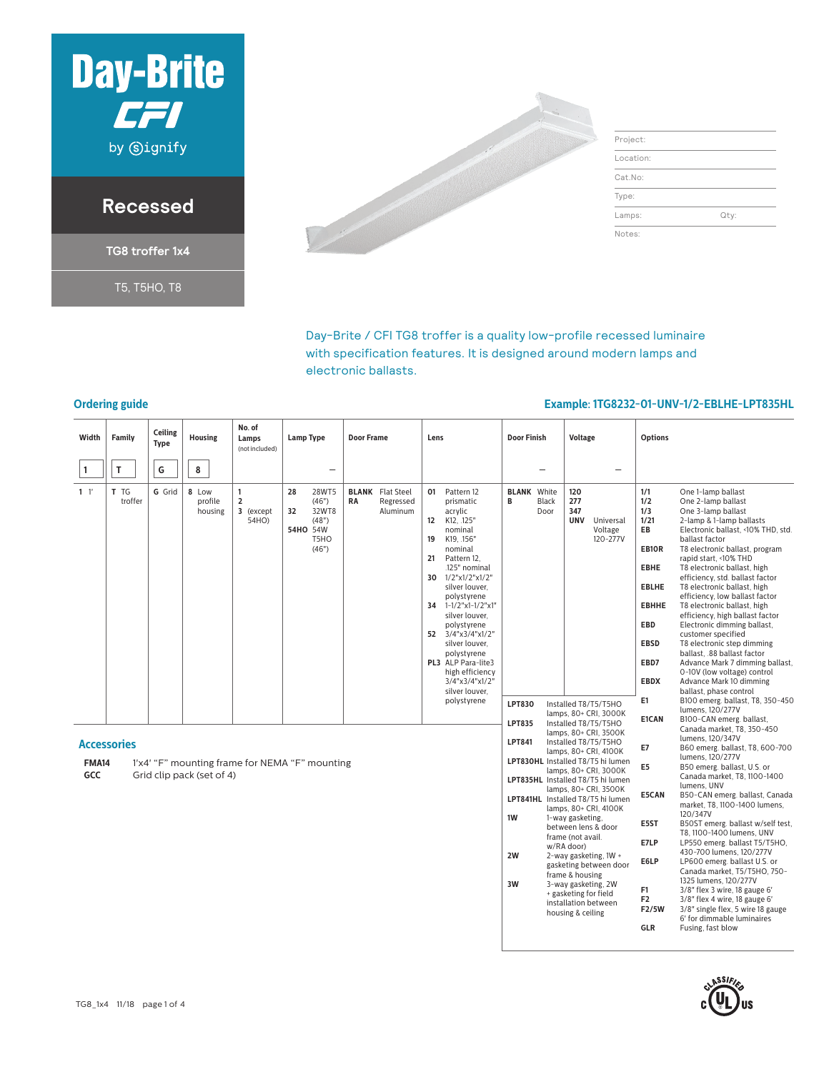# Day-Brite CFI by Signify

## Recessed

### TG8 troffer 1x4

T5, T5HO, T8

| Project: | |
|---|---|
| Location: | |
| Cat.No: | |
| Type: | |
| Lamps: | Qty: |
| Notes: | |

Day-Brite / CFI TG8 troffer is a quality low-profile recessed luminaire with specification features. It is designed around modern lamps and electronic ballasts.

## Ordering guide

**Example: 1TG8232-01-UNV-1/2-EBLHE-LPT835HL**

| Width | Family | Ceiling Type | Housing | No. of Lamps (not included) | Lamp Type | Door Frame | Lens | Door Finish | Voltage | Options |
|---|---|---|---|---|---|---|---|---|---|---|
| 1 | T | G | 8 | | – | | | – | – | |
| **1** 1' | **T** TG troffer | **G** Grid | **8** Low profile housing | **1**<br>**2**<br>**3** (except 54HO) | **28** 28WT5 (46")<br>**32** 32WT8 (48")<br>**54HO** 54W T5HO (46") | **BLANK** Flat Steel<br>**RA** Regressed Aluminum | **01** Pattern 12 prismatic acrylic<br>**12** K12, .125" nominal<br>**19** K19, .156" nominal<br>**21** Pattern 12, .125" nominal<br>**30** 1/2"x1/2"x1/2" silver louver, polystyrene<br>**34** 1-1/2"x1-1/2"x1" silver louver, polystyrene<br>**52** 3/4"x3/4"x1/2" silver louver, polystyrene<br>**PL3** ALP Para-lite3 high efficiency 3/4"x3/4"x1/2" silver louver, polystyrene | **BLANK** White<br>**B** Black Door | **120**<br>**277**<br>**347**<br>**UNV** Universal Voltage 120-277V | **1/1** One 1-lamp ballast<br>**1/2** One 2-lamp ballast<br>**1/3** One 3-lamp ballast<br>**1/21** 2-lamp & 1-lamp ballasts<br>**EB** Electronic ballast, <10% THD, std. ballast factor<br>**EB10R** T8 electronic ballast, program rapid start, <10% THD<br>**EBHE** T8 electronic ballast, high efficiency, std. ballast factor<br>**EBLHE** T8 electronic ballast, high efficiency, low ballast factor<br>**EBHHE** T8 electronic ballast, high efficiency, high ballast factor<br>**EBD** Electronic dimming ballast, customer specified<br>**EBSD** T8 electronic step dimming ballast, .88 ballast factor<br>**EBD7** Advance Mark 7 dimming ballast, 0-10V (low voltage) control<br>**EBDX** Advance Mark 10 dimming ballast, phase control<br>**E1** B100 emerg. ballast, T8, 350-450 lumens, 120/277V<br>**E1CAN** B100-CAN emerg. ballast, Canada market, T8, 350-450 lumens, 120/347V<br>**E7** B60 emerg. ballast, T8, 600-700 lumens, 120/277V<br>**E5** B50 emerg. ballast, U.S. or Canada market, T8, 1100-1400 lumens, UNV<br>**E5CAN** B50-CAN emerg. ballast, Canada market, T8, 1100-1400 lumens, 120/347V<br>**E5ST** B50ST emerg. ballast w/self test, T8, 1100-1400 lumens, UNV<br>**E7LP** LP550 emerg. ballast T5/T5HO, 430-700 lumens, 120/277V<br>**E6LP** LP600 emerg. ballast U.S. or Canada market, T5/T5HO, 750-1325 lumens, 120/277V<br>**F1** 3/8" flex 3 wire, 18 gauge 6'<br>**F2** 3/8" flex 4 wire, 18 gauge 6'<br>**F2/5W** 3/8" single flex, 5 wire 18 gauge 6' for dimmable luminaires<br>**GLR** Fusing, fast blow |

**Options (continued):**

- **LPT830** Installed T8/T5/T5HO lamps, 80+ CRI, 3000K
- **LPT835** Installed T8/T5/T5HO lamps, 80+ CRI, 3500K
- **LPT841** Installed T8/T5/T5HO lamps, 80+ CRI, 4100K
- **LPT830HL** Installed T8/T5 hi lumen lamps, 80+ CRI, 3000K
- **LPT835HL** Installed T8/T5 hi lumen lamps, 80+ CRI, 3500K
- **LPT841HL** Installed T8/T5 hi lumen lamps, 80+ CRI, 4100K
- **1W** 1-way gasketing, between lens & door frame (not avail. w/RA door)
- **2W** 2-way gasketing, 1W + gasketing between door frame & housing
- **3W** 3-way gasketing, 2W + gasketing for field installation between housing & ceiling

## Accessories

| | |
|---|---|
| **FMA14** | 1'x4' "F" mounting frame for NEMA "F" mounting |
| **GCC** | Grid clip pack (set of 4) |

TG8_1x4 11/18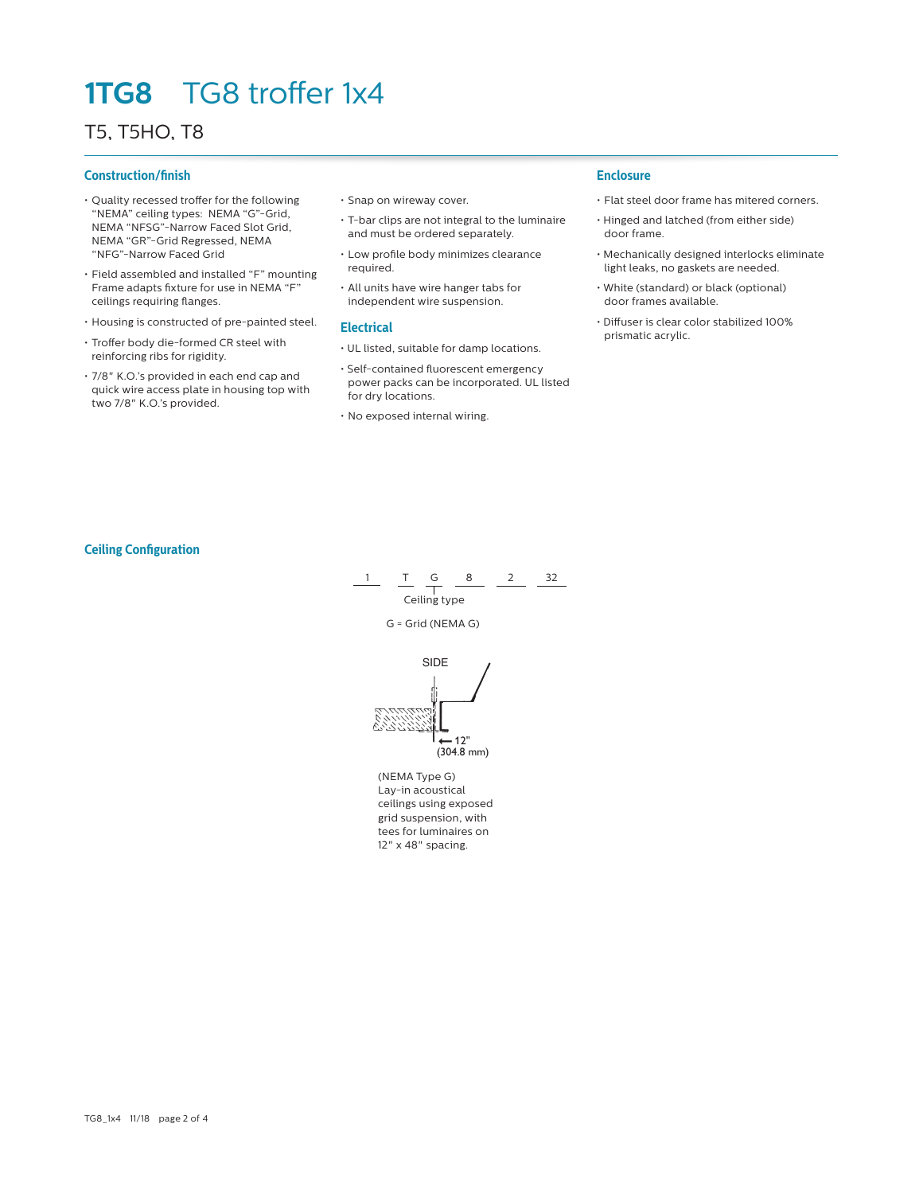# 1TG8 TG8 troffer 1x4

## T5, T5HO, T8

### Construction/finish

- Quality recessed troffer for the following "NEMA" ceiling types: NEMA "G"-Grid, NEMA "NFSG"-Narrow Faced Slot Grid, NEMA "GR"-Grid Regressed, NEMA "NFG"-Narrow Faced Grid
- Field assembled and installed "F" mounting Frame adapts fixture for use in NEMA "F" ceilings requiring flanges.
- Housing is constructed of pre-painted steel.
- Troffer body die-formed CR steel with reinforcing ribs for rigidity.
- 7/8" K.O.'s provided in each end cap and quick wire access plate in housing top with two 7/8" K.O.'s provided.
- Snap on wireway cover.
- T-bar clips are not integral to the luminaire and must be ordered separately.
- Low profile body minimizes clearance required.
- All units have wire hanger tabs for independent wire suspension.

### Electrical

- UL listed, suitable for damp locations.
- Self-contained fluorescent emergency power packs can be incorporated. UL listed for dry locations.
- No exposed internal wiring.

### Enclosure

- Flat steel door frame has mitered corners.
- Hinged and latched (from either side) door frame.
- Mechanically designed interlocks eliminate light leaks, no gaskets are needed.
- White (standard) or black (optional) door frames available.
- Diffuser is clear color stabilized 100% prismatic acrylic.

### Ceiling Configuration

1 T G 8 2 32

Ceiling type

G = Grid (NEMA G)

SIDE

12"
(304.8 mm)

(NEMA Type G)
Lay-in acoustical ceilings using exposed grid suspension, with tees for luminaires on 12" x 48" spacing.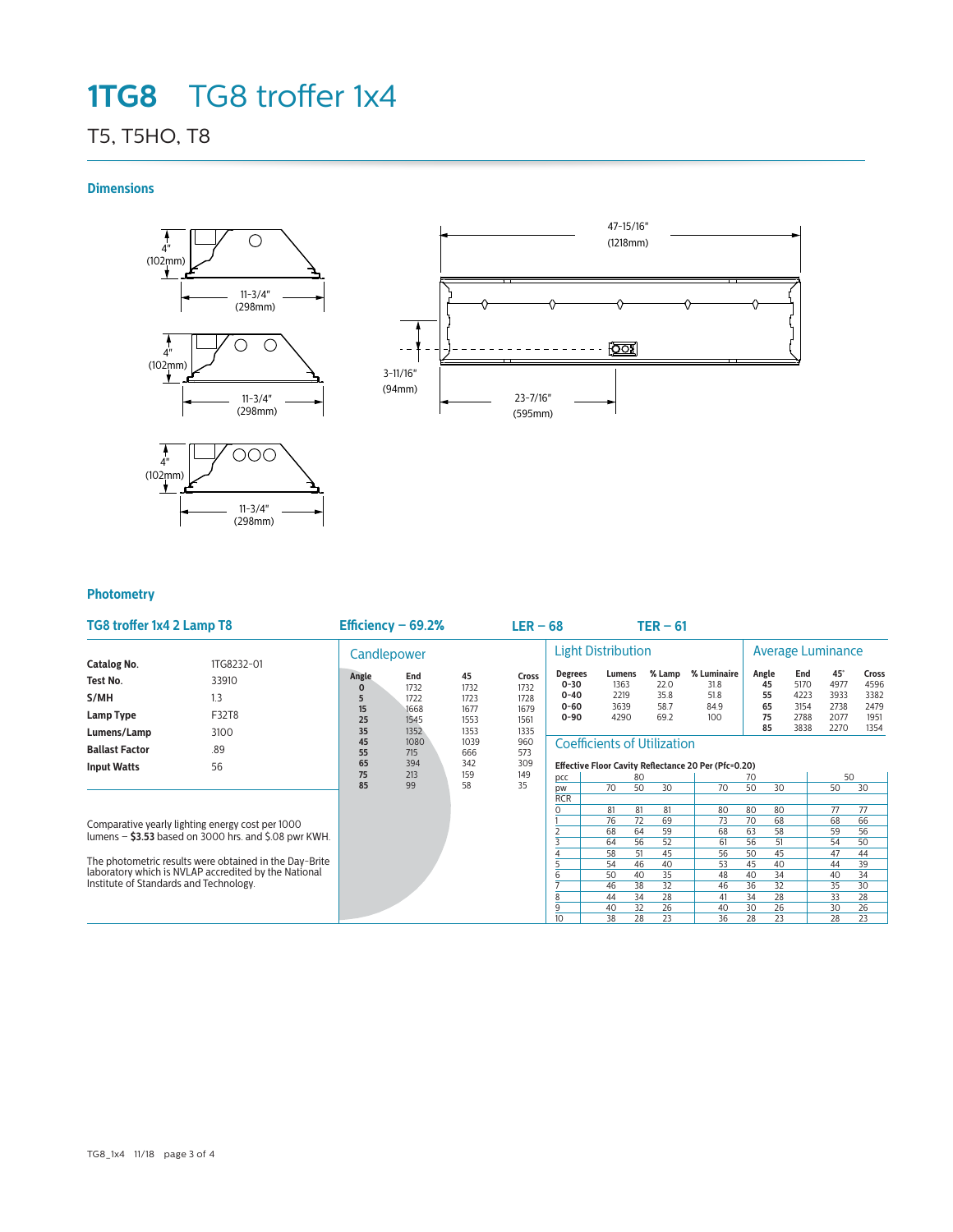# 1TG8 TG8 troffer 1x4

## T5, T5HO, T8

### Dimensions

4" (102mm)
11-3/4" (298mm)
4" (102mm)
11-3/4" (298mm)
4" (102mm)
11-3/4" (298mm)
47-15/16" (1218mm)
3-11/16" (94mm)
23-7/16" (595mm)

### Photometry

#### TG8 troffer 1x4 2 Lamp T8

**Efficiency – 69.2%** **LER – 68** **TER – 61**

| | |
|---|---|
| **Catalog No.** | 1TG8232-01 |
| **Test No.** | 33910 |
| **S/MH** | 1.3 |
| **Lamp Type** | F32T8 |
| **Lumens/Lamp** | 3100 |
| **Ballast Factor** | .89 |
| **Input Watts** | 56 |

Comparative yearly lighting energy cost per 1000 lumens – **$3.53** based on 3000 hrs. and $.08 pwr KWH.

The photometric results were obtained in the Day-Brite laboratory which is NVLAP accredited by the National Institute of Standards and Technology.

#### Candlepower

| Angle | End | 45 | Cross |
|---|---|---|---|
| 0 | 1732 | 1732 | 1732 |
| 5 | 1722 | 1723 | 1728 |
| 15 | 1668 | 1677 | 1679 |
| 25 | 1545 | 1553 | 1561 |
| 35 | 1352 | 1353 | 1335 |
| 45 | 1080 | 1039 | 960 |
| 55 | 715 | 666 | 573 |
| 65 | 394 | 342 | 309 |
| 75 | 213 | 159 | 149 |
| 85 | 99 | 58 | 35 |

#### Light Distribution

| Degrees | Lumens | % Lamp | % Luminaire |
|---|---|---|---|
| 0-30 | 1363 | 22.0 | 31.8 |
| 0-40 | 2219 | 35.8 | 51.8 |
| 0-60 | 3639 | 58.7 | 84.9 |
| 0-90 | 4290 | 69.2 | 100 |

#### Average Luminance

| Angle | End | 45° | Cross |
|---|---|---|---|
| 45 | 5170 | 4977 | 4596 |
| 55 | 4223 | 3933 | 3382 |
| 65 | 3154 | 2738 | 2479 |
| 75 | 2788 | 2077 | 1951 |
| 85 | 3838 | 2270 | 1354 |

#### Coefficients of Utilization

**Effective Floor Cavity Reflectance 20 Per (Pfc=0.20)**

| pcc | 80 | | | 70 | | | 50 | |
|---|---|---|---|---|---|---|---|---|
| pw | 70 | 50 | 30 | 70 | 50 | 30 | 50 | 30 |
| RCR | | | | | | | | |
| 0 | 81 | 81 | 81 | 80 | 80 | 80 | 77 | 77 |
| 1 | 76 | 72 | 69 | 73 | 70 | 68 | 68 | 66 |
| 2 | 68 | 64 | 59 | 68 | 63 | 58 | 59 | 56 |
| 3 | 64 | 56 | 52 | 61 | 56 | 51 | 54 | 50 |
| 4 | 58 | 51 | 45 | 56 | 50 | 45 | 47 | 44 |
| 5 | 54 | 46 | 40 | 53 | 45 | 40 | 44 | 39 |
| 6 | 50 | 40 | 35 | 48 | 40 | 34 | 40 | 34 |
| 7 | 46 | 38 | 32 | 46 | 36 | 32 | 35 | 30 |
| 8 | 44 | 34 | 28 | 41 | 34 | 28 | 33 | 28 |
| 9 | 40 | 32 | 26 | 40 | 30 | 26 | 30 | 26 |
| 10 | 38 | 28 | 23 | 36 | 28 | 23 | 28 | 23 |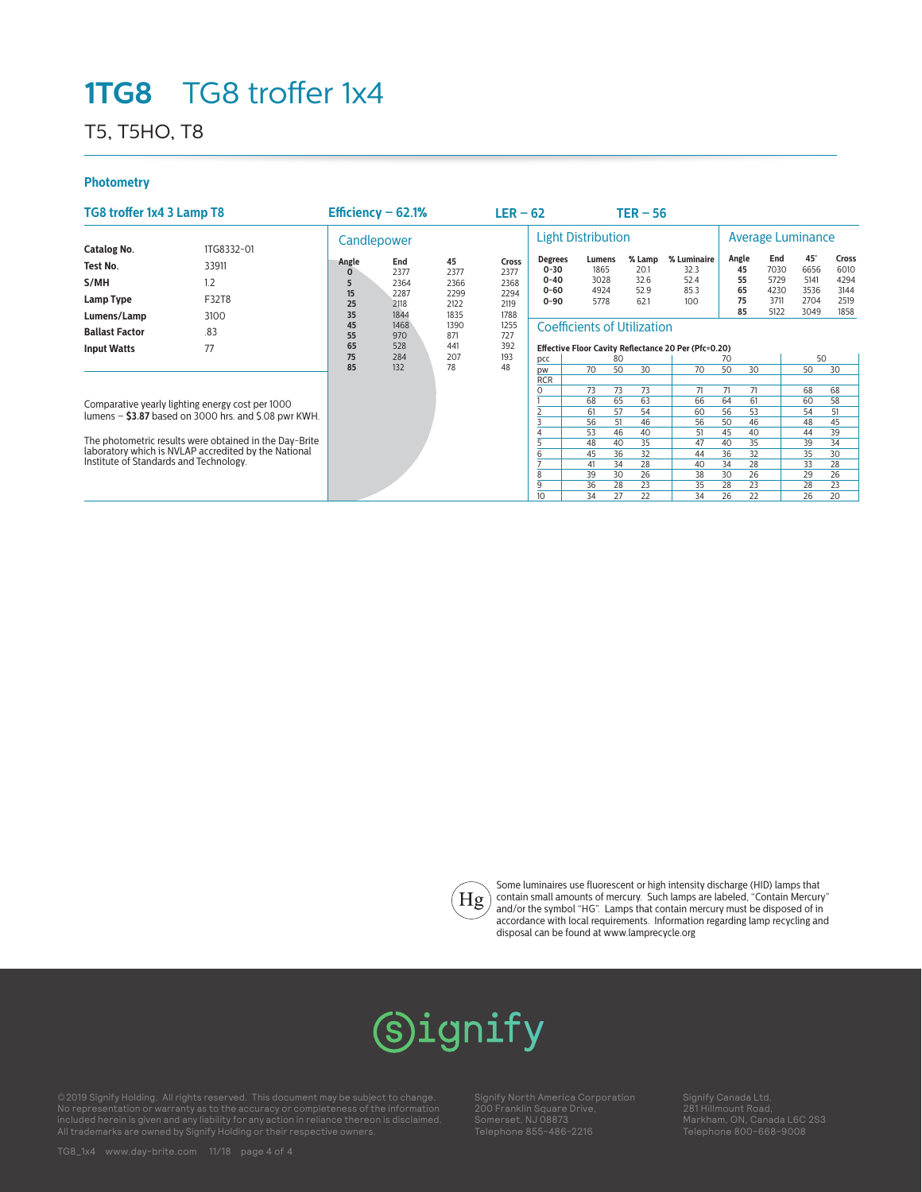# 1TG8 TG8 troffer 1x4

T5, T5HO, T8

## Photometry

### TG8 troffer 1x4 3 Lamp T8

**Efficiency – 62.1%** **LER – 62** **TER – 56**

| | |
|---|---|
| **Catalog No.** | 1TG8332-01 |
| **Test No.** | 33911 |
| **S/MH** | 1.2 |
| **Lamp Type** | F32T8 |
| **Lumens/Lamp** | 3100 |
| **Ballast Factor** | .83 |
| **Input Watts** | 77 |

Comparative yearly lighting energy cost per 1000 lumens – **$3.87** based on 3000 hrs. and $.08 pwr KWH.

The photometric results were obtained in the Day-Brite laboratory which is NVLAP accredited by the National Institute of Standards and Technology.

#### Candlepower

| Angle | End | 45 | Cross |
|---|---|---|---|
| 0 | 2377 | 2377 | 2377 |
| 5 | 2364 | 2366 | 2368 |
| 15 | 2287 | 2299 | 2294 |
| 25 | 2118 | 2122 | 2119 |
| 35 | 1844 | 1835 | 1788 |
| 45 | 1468 | 1390 | 1255 |
| 55 | 970 | 871 | 727 |
| 65 | 528 | 441 | 392 |
| 75 | 284 | 207 | 193 |
| 85 | 132 | 78 | 48 |

#### Light Distribution

| Degrees | Lumens | % Lamp | % Luminaire |
|---|---|---|---|
| 0-30 | 1865 | 20.1 | 32.3 |
| 0-40 | 3028 | 32.6 | 52.4 |
| 0-60 | 4924 | 52.9 | 85.3 |
| 0-90 | 5778 | 62.1 | 100 |

#### Average Luminance

| Angle | End | 45° | Cross |
|---|---|---|---|
| 45 | 7030 | 6656 | 6010 |
| 55 | 5729 | 5141 | 4294 |
| 65 | 4230 | 3536 | 3144 |
| 75 | 3711 | 2704 | 2519 |
| 85 | 5122 | 3049 | 1858 |

#### Coefficients of Utilization

Effective Floor Cavity Reflectance 20 Per (Pfc=0.20)

| pcc | 80 | | | 70 | | | 50 | |
|---|---|---|---|---|---|---|---|---|
| pw | 70 | 50 | 30 | 70 | 50 | 30 | 50 | 30 |
| RCR | | | | | | | | |
| 0 | 73 | 73 | 73 | 71 | 71 | 71 | 68 | 68 |
| 1 | 68 | 65 | 63 | 66 | 64 | 61 | 60 | 58 |
| 2 | 61 | 57 | 54 | 60 | 56 | 53 | 54 | 51 |
| 3 | 56 | 51 | 46 | 56 | 50 | 46 | 48 | 45 |
| 4 | 53 | 46 | 40 | 51 | 45 | 40 | 44 | 39 |
| 5 | 48 | 40 | 35 | 47 | 40 | 35 | 39 | 34 |
| 6 | 45 | 36 | 32 | 44 | 36 | 32 | 35 | 30 |
| 7 | 41 | 34 | 28 | 40 | 34 | 28 | 33 | 28 |
| 8 | 39 | 30 | 26 | 38 | 30 | 26 | 29 | 26 |
| 9 | 36 | 28 | 23 | 35 | 28 | 23 | 28 | 23 |
| 10 | 34 | 27 | 22 | 34 | 26 | 22 | 26 | 20 |

Hg

Some luminaires use fluorescent or high intensity discharge (HID) lamps that contain small amounts of mercury. Such lamps are labeled, "Contain Mercury" and/or the symbol "HG". Lamps that contain mercury must be disposed of in accordance with local requirements. Information regarding lamp recycling and disposal can be found at www.lamprecycle.org

signify

© 2019 Signify Holding. All rights reserved. This document may be subject to change. No representation or warranty as to the accuracy or completeness of the information included herein is given and any liability for any action in reliance thereon is disclaimed. All trademarks are owned by Signify Holding or their respective owners.

Signify North America Corporation
200 Franklin Square Drive,
Somerset, NJ 08873
Telephone 855-486-2216

Signify Canada Ltd.
281 Hillmount Road,
Markham, ON, Canada L6C 2S3
Telephone 800-668-9008

TG8_1x4 www.day-brite.com 11/18